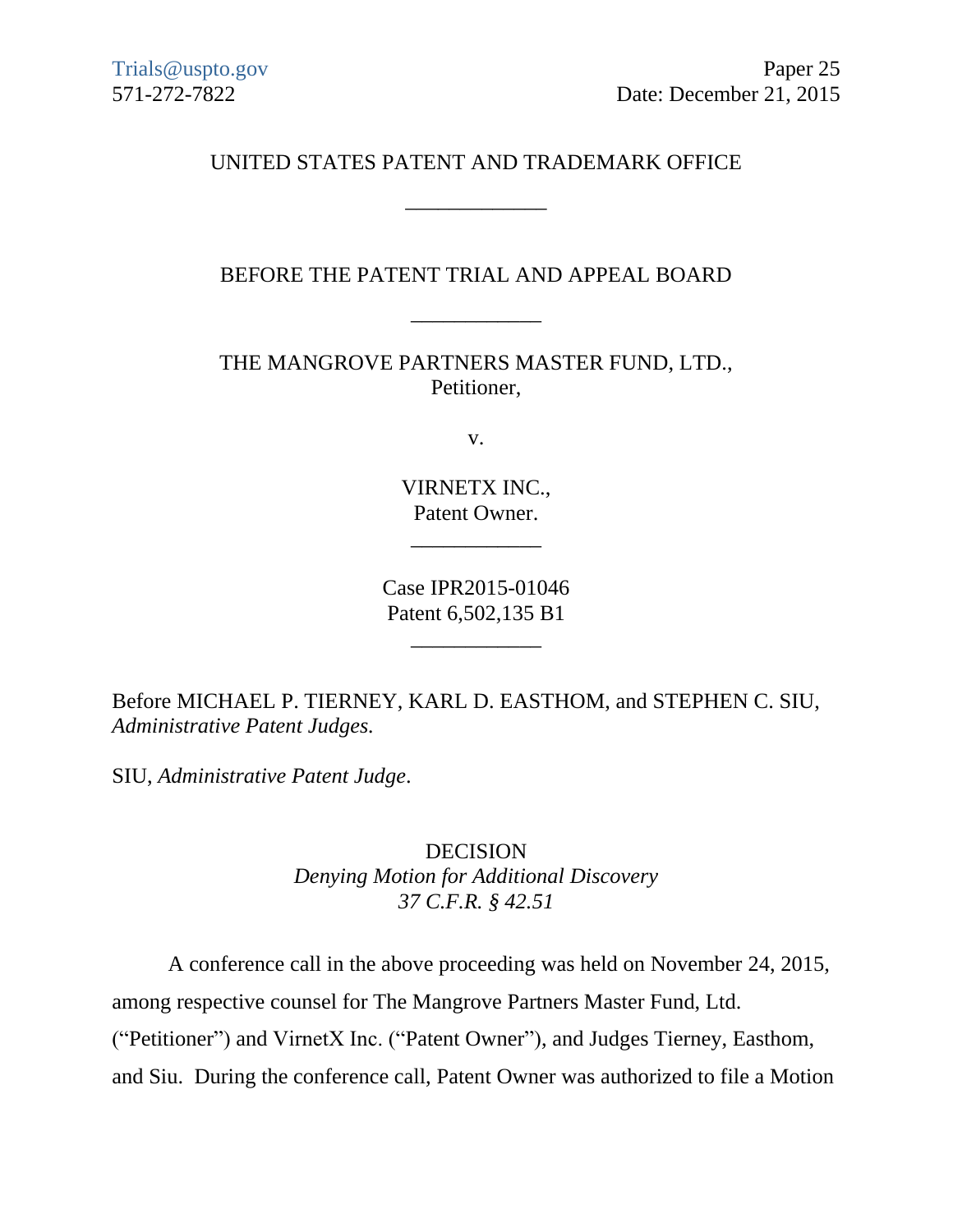Trials@uspto.gov  
571-272-7822

Paper 25  
Date: December 21, 2015

UNITED STATES PATENT AND TRADEMARK OFFICE

____________

BEFORE THE PATENT TRIAL AND APPEAL BOARD

____________

THE MANGROVE PARTNERS MASTER FUND, LTD.,  
Petitioner,

v.

VIRNETX INC.,  
Patent Owner.

____________

Case IPR2015-01046  
Patent 6,502,135 B1

____________

Before MICHAEL P. TIERNEY, KARL D. EASTHOM, and STEPHEN C. SIU, *Administrative Patent Judges.*

SIU, *Administrative Patent Judge*.

DECISION  
*Denying Motion for Additional Discovery*  
*37 C.F.R. § 42.51*

A conference call in the above proceeding was held on November 24, 2015, among respective counsel for The Mangrove Partners Master Fund, Ltd. ("Petitioner") and VirnetX Inc. ("Patent Owner"), and Judges Tierney, Easthom, and Siu. During the conference call, Patent Owner was authorized to file a Motion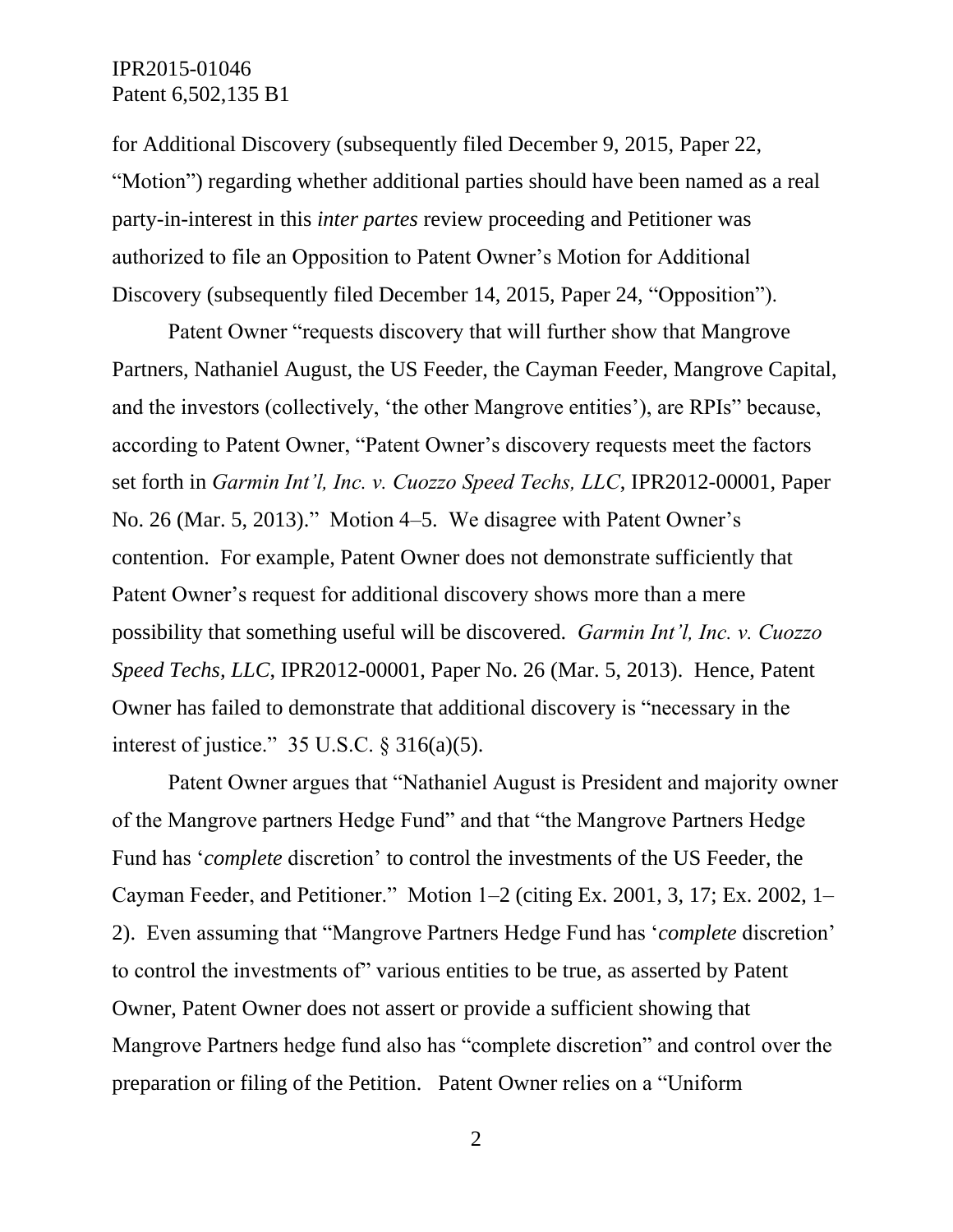for Additional Discovery (subsequently filed December 9, 2015, Paper 22, "Motion") regarding whether additional parties should have been named as a real party-in-interest in this *inter partes* review proceeding and Petitioner was authorized to file an Opposition to Patent Owner's Motion for Additional Discovery (subsequently filed December 14, 2015, Paper 24, "Opposition").

Patent Owner "requests discovery that will further show that Mangrove Partners, Nathaniel August, the US Feeder, the Cayman Feeder, Mangrove Capital, and the investors (collectively, 'the other Mangrove entities'), are RPIs" because, according to Patent Owner, "Patent Owner's discovery requests meet the factors set forth in *Garmin Int'l, Inc. v. Cuozzo Speed Techs, LLC*, IPR2012-00001, Paper No. 26 (Mar. 5, 2013)." Motion 4–5. We disagree with Patent Owner's contention. For example, Patent Owner does not demonstrate sufficiently that Patent Owner's request for additional discovery shows more than a mere possibility that something useful will be discovered. *Garmin Int'l, Inc. v. Cuozzo Speed Techs, LLC*, IPR2012-00001, Paper No. 26 (Mar. 5, 2013). Hence, Patent Owner has failed to demonstrate that additional discovery is "necessary in the interest of justice." 35 U.S.C. § 316(a)(5).

Patent Owner argues that "Nathaniel August is President and majority owner of the Mangrove partners Hedge Fund" and that "the Mangrove Partners Hedge Fund has '*complete* discretion' to control the investments of the US Feeder, the Cayman Feeder, and Petitioner." Motion 1–2 (citing Ex. 2001, 3, 17; Ex. 2002, 1–2). Even assuming that "Mangrove Partners Hedge Fund has '*complete* discretion' to control the investments of" various entities to be true, as asserted by Patent Owner, Patent Owner does not assert or provide a sufficient showing that Mangrove Partners hedge fund also has "complete discretion" and control over the preparation or filing of the Petition. Patent Owner relies on a "Uniform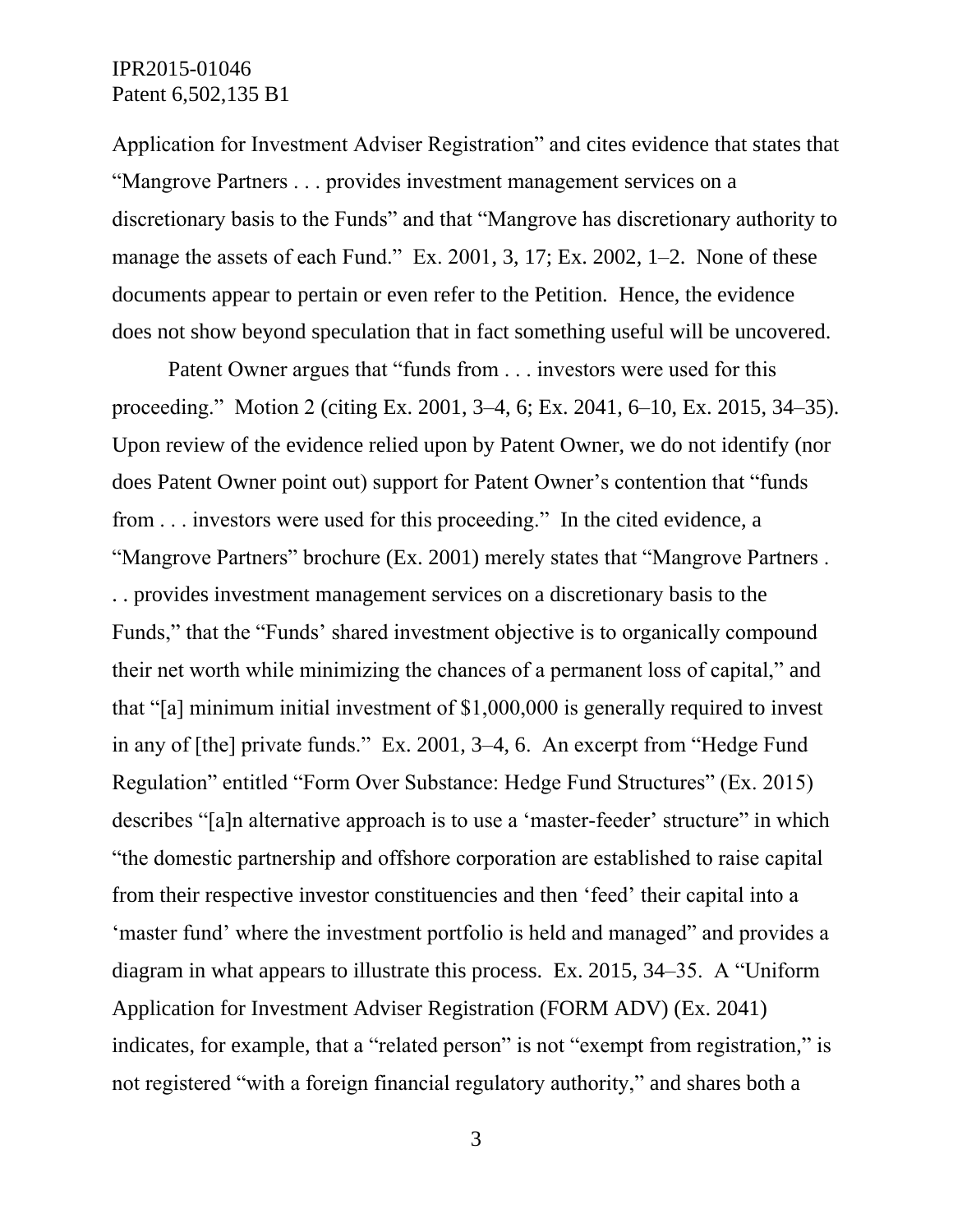Application for Investment Adviser Registration" and cites evidence that states that "Mangrove Partners . . . provides investment management services on a discretionary basis to the Funds" and that "Mangrove has discretionary authority to manage the assets of each Fund." Ex. 2001, 3, 17; Ex. 2002, 1–2. None of these documents appear to pertain or even refer to the Petition. Hence, the evidence does not show beyond speculation that in fact something useful will be uncovered.

Patent Owner argues that "funds from . . . investors were used for this proceeding." Motion 2 (citing Ex. 2001, 3–4, 6; Ex. 2041, 6–10, Ex. 2015, 34–35). Upon review of the evidence relied upon by Patent Owner, we do not identify (nor does Patent Owner point out) support for Patent Owner's contention that "funds from . . . investors were used for this proceeding." In the cited evidence, a "Mangrove Partners" brochure (Ex. 2001) merely states that "Mangrove Partners . . . provides investment management services on a discretionary basis to the Funds," that the "Funds' shared investment objective is to organically compound their net worth while minimizing the chances of a permanent loss of capital," and that "[a] minimum initial investment of $1,000,000 is generally required to invest in any of [the] private funds." Ex. 2001, 3–4, 6. An excerpt from "Hedge Fund Regulation" entitled "Form Over Substance: Hedge Fund Structures" (Ex. 2015) describes "[a]n alternative approach is to use a 'master-feeder' structure" in which "the domestic partnership and offshore corporation are established to raise capital from their respective investor constituencies and then 'feed' their capital into a 'master fund' where the investment portfolio is held and managed" and provides a diagram in what appears to illustrate this process. Ex. 2015, 34–35. A "Uniform Application for Investment Adviser Registration (FORM ADV) (Ex. 2041) indicates, for example, that a "related person" is not "exempt from registration," is not registered "with a foreign financial regulatory authority," and shares both a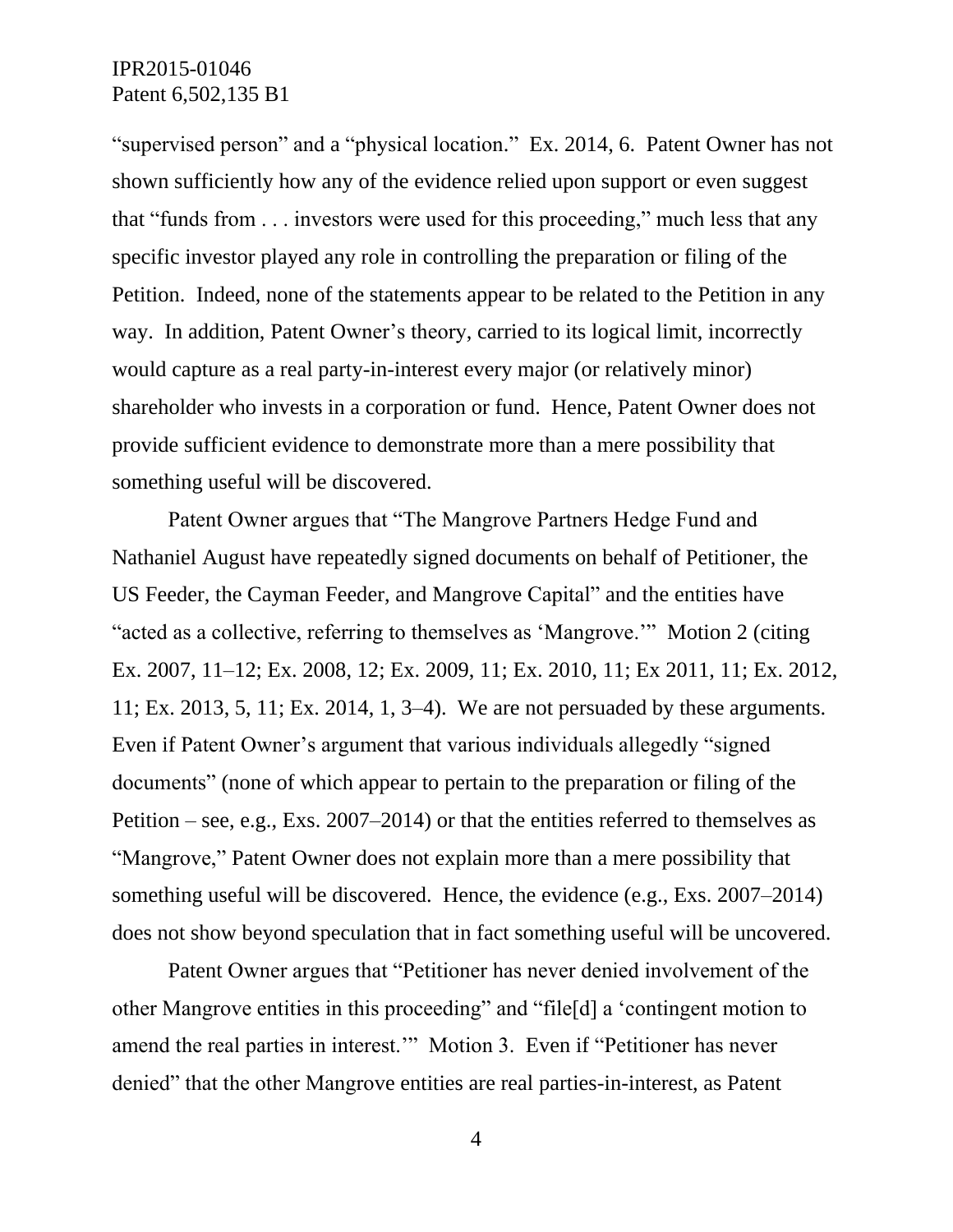"supervised person" and a "physical location." Ex. 2014, 6. Patent Owner has not shown sufficiently how any of the evidence relied upon support or even suggest that "funds from . . . investors were used for this proceeding," much less that any specific investor played any role in controlling the preparation or filing of the Petition. Indeed, none of the statements appear to be related to the Petition in any way. In addition, Patent Owner's theory, carried to its logical limit, incorrectly would capture as a real party-in-interest every major (or relatively minor) shareholder who invests in a corporation or fund. Hence, Patent Owner does not provide sufficient evidence to demonstrate more than a mere possibility that something useful will be discovered.

Patent Owner argues that "The Mangrove Partners Hedge Fund and Nathaniel August have repeatedly signed documents on behalf of Petitioner, the US Feeder, the Cayman Feeder, and Mangrove Capital" and the entities have "acted as a collective, referring to themselves as 'Mangrove.'" Motion 2 (citing Ex. 2007, 11–12; Ex. 2008, 12; Ex. 2009, 11; Ex. 2010, 11; Ex 2011, 11; Ex. 2012, 11; Ex. 2013, 5, 11; Ex. 2014, 1, 3–4). We are not persuaded by these arguments. Even if Patent Owner's argument that various individuals allegedly "signed documents" (none of which appear to pertain to the preparation or filing of the Petition – see, e.g., Exs. 2007–2014) or that the entities referred to themselves as "Mangrove," Patent Owner does not explain more than a mere possibility that something useful will be discovered. Hence, the evidence (e.g., Exs. 2007–2014) does not show beyond speculation that in fact something useful will be uncovered.

Patent Owner argues that "Petitioner has never denied involvement of the other Mangrove entities in this proceeding" and "file[d] a 'contingent motion to amend the real parties in interest.'" Motion 3. Even if "Petitioner has never denied" that the other Mangrove entities are real parties-in-interest, as Patent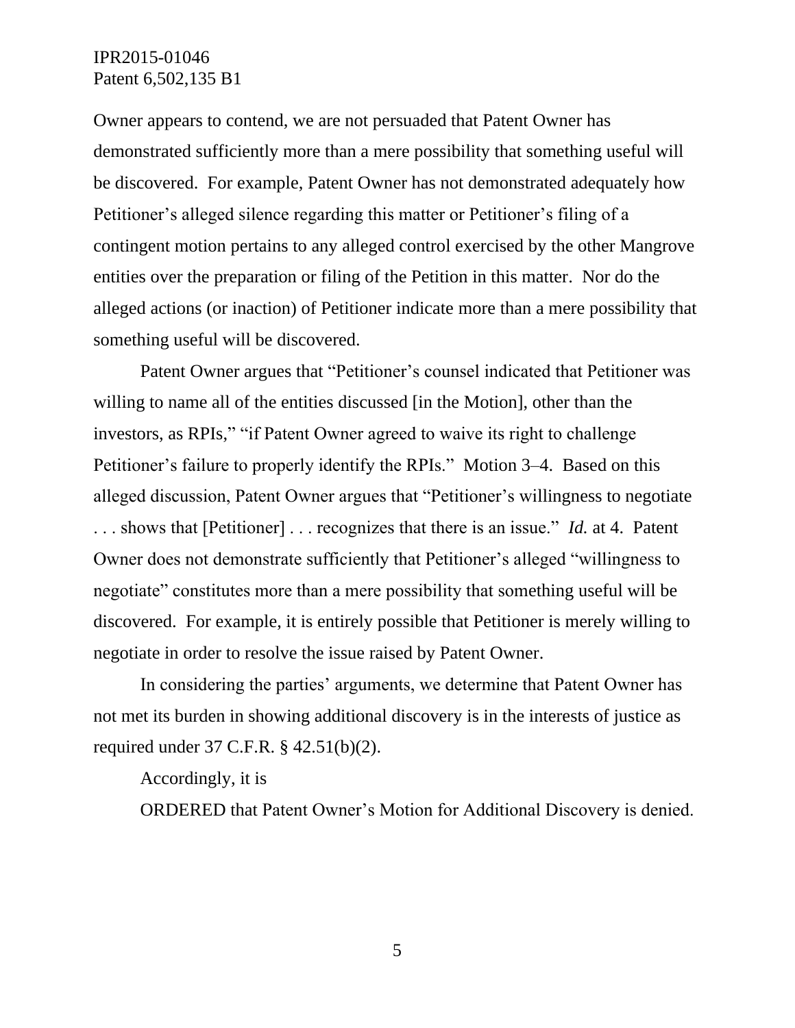Owner appears to contend, we are not persuaded that Patent Owner has demonstrated sufficiently more than a mere possibility that something useful will be discovered. For example, Patent Owner has not demonstrated adequately how Petitioner's alleged silence regarding this matter or Petitioner's filing of a contingent motion pertains to any alleged control exercised by the other Mangrove entities over the preparation or filing of the Petition in this matter. Nor do the alleged actions (or inaction) of Petitioner indicate more than a mere possibility that something useful will be discovered.

Patent Owner argues that "Petitioner's counsel indicated that Petitioner was willing to name all of the entities discussed [in the Motion], other than the investors, as RPIs," "if Patent Owner agreed to waive its right to challenge Petitioner's failure to properly identify the RPIs." Motion 3–4. Based on this alleged discussion, Patent Owner argues that "Petitioner's willingness to negotiate . . . shows that [Petitioner] . . . recognizes that there is an issue." *Id.* at 4. Patent Owner does not demonstrate sufficiently that Petitioner's alleged "willingness to negotiate" constitutes more than a mere possibility that something useful will be discovered. For example, it is entirely possible that Petitioner is merely willing to negotiate in order to resolve the issue raised by Patent Owner.

In considering the parties' arguments, we determine that Patent Owner has not met its burden in showing additional discovery is in the interests of justice as required under 37 C.F.R. § 42.51(b)(2).

Accordingly, it is

ORDERED that Patent Owner's Motion for Additional Discovery is denied.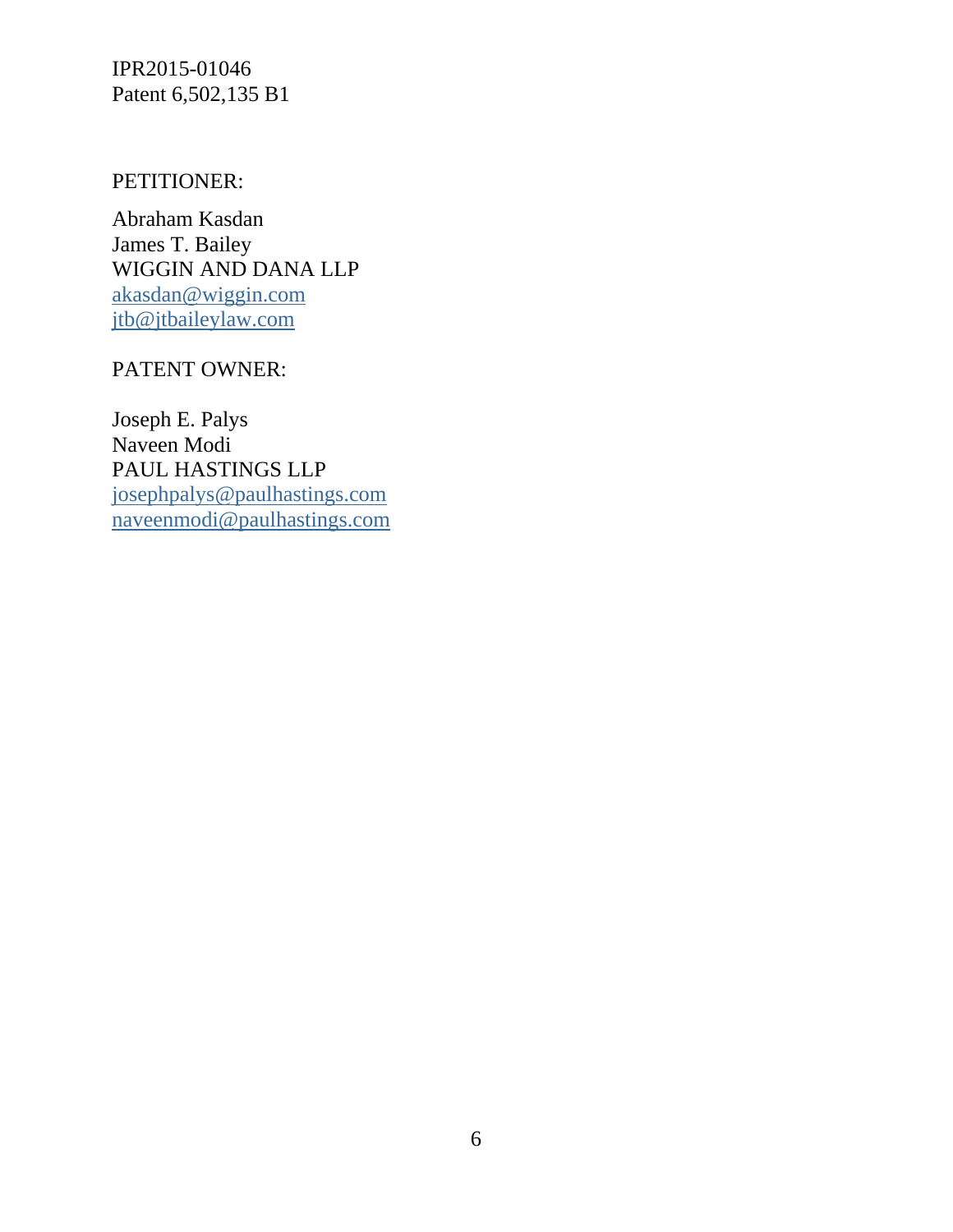PETITIONER:

Abraham Kasdan
James T. Bailey
WIGGIN AND DANA LLP
akasdan@wiggin.com
jtb@jtbaileylaw.com

PATENT OWNER:

Joseph E. Palys
Naveen Modi
PAUL HASTINGS LLP
josephpalys@paulhastings.com
naveenmodi@paulhastings.com